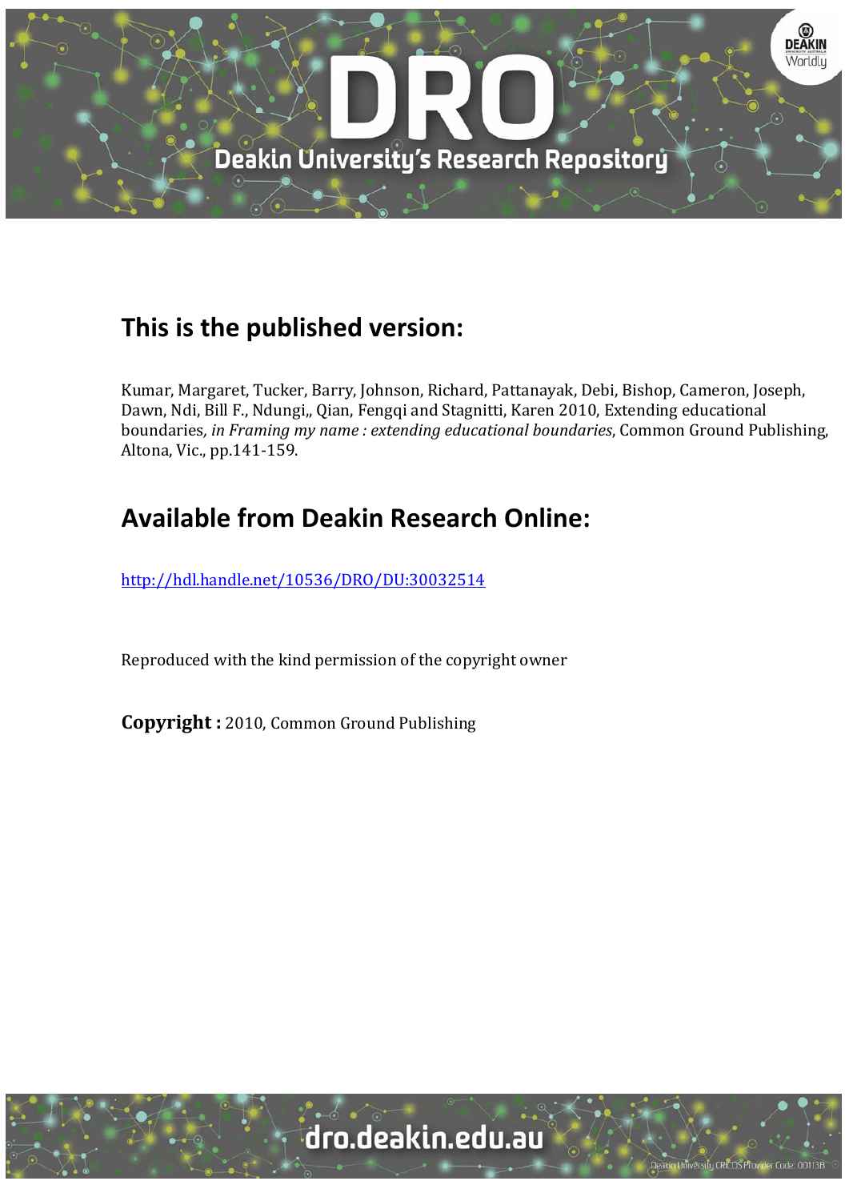## This is the published version:

Kumar, Margaret, Tucker, Barry, Johnson, Richard, Pattanayak, Debi, Bishop, Cameron, Joseph, Dawn, Ndi, Bill F., Ndungi,, Qian, Fengqi and Stagnitti, Karen 2010, Extending educational boundaries*, in Framing my name : extending educational boundaries*, Common Ground Publishing, Altona, Vic., pp.141-159.

## Available from Deakin Research Online:

http://hdl.handle.net/10536/DRO/DU:30032514

Reproduced with the kind permission of the copyright owner

**Copyright :** 2010, Common Ground Publishing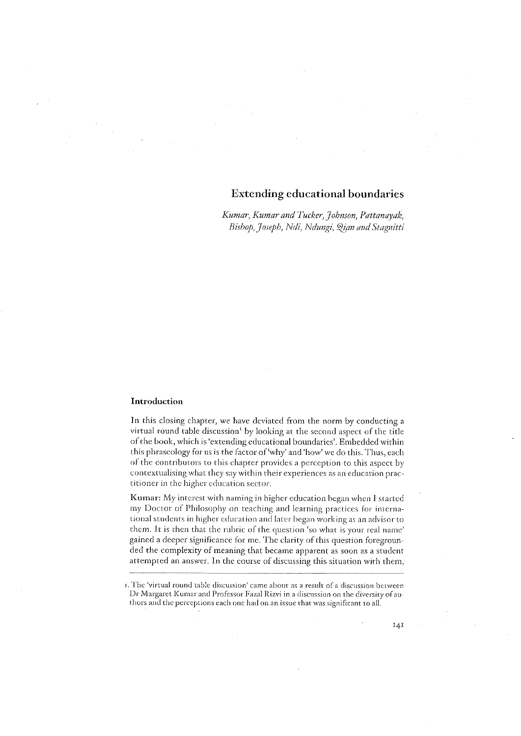# Extending educational boundaries

*Kumar, Kumar and Tucker, Johnson, Pattanayak, Bishop, Joseph, Ndi, Ndungi, Qian and Stagnitti*

## Introduction

In this closing chapter, we have deviated from the norm by conducting a virtual round table discussion[1] by looking at the second aspect of the title of the book, which is 'extending educational boundaries'. Embedded within this phraseology for us is the factor of 'why' and 'how' we do this. Thus, each of the contributors to this chapter provides a perception to this aspect by contextualising what they say within their experiences as an education practitioner in the higher education sector.

**Kumar:** My interest with naming in higher education began when I started my Doctor of Philosophy on teaching and learning practices for international students in higher education and later began working as an advisor to them. It is then that the rubric of the question 'so what is your real name' gained a deeper significance for me. The clarity of this question foregrounded the complexity of meaning that became apparent as soon as a student attempted an answer. In the course of discussing this situation with them,

1. The 'virtual round table discussion' came about as a result of a discussion between Dr Margaret Kumar and Professor Fazal Rizvi in a discussion on the diversity of authors and the perceptions each one had on an issue that was significant to all.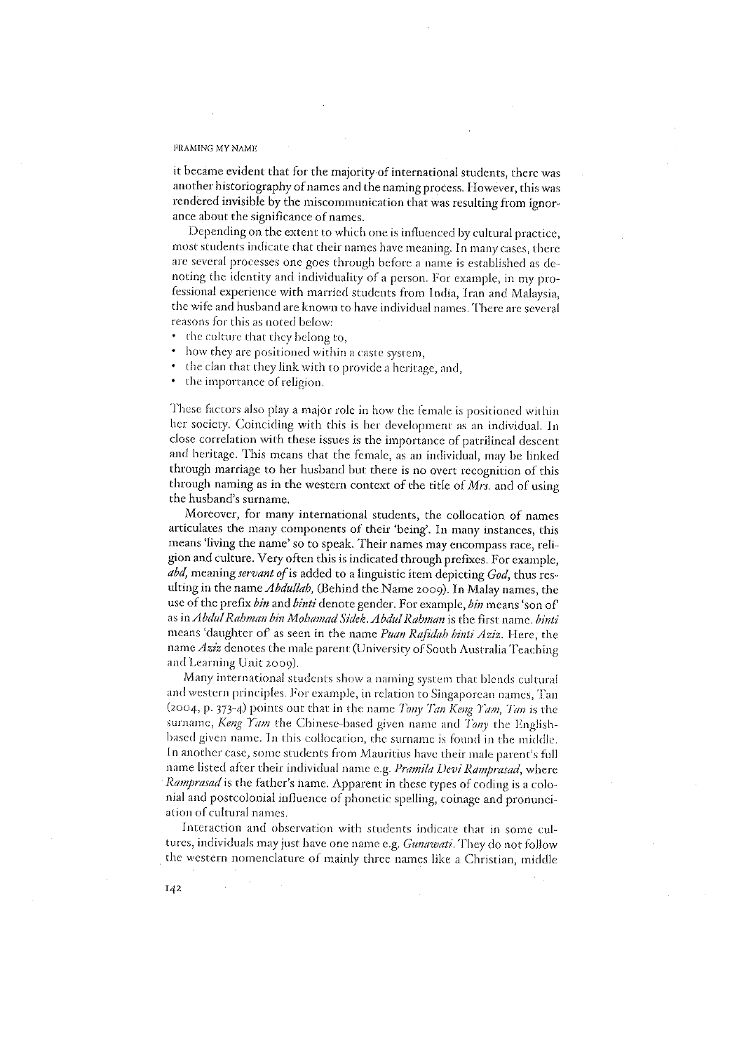it became evident that for the majority of international students, there was another historiography of names and the naming process. However, this was rendered invisible by the miscommunication that was resulting from ignorance about the significance of names.

Depending on the extent to which one is influenced by cultural practice, most students indicate that their names have meaning. In many cases, there are several processes one goes through before a name is established as denoting the identity and individuality of a person. For example, in my professional experience with married students from India, Iran and Malaysia, the wife and husband are known to have individual names. There are several reasons for this as noted below:

- the culture that they belong to,
- how they are positioned within a caste system,
- the clan that they link with to provide a heritage, and,
- the importance of religion.

These factors also play a major role in how the female is positioned within her society. Coinciding with this is her development as an individual. In close correlation with these issues is the importance of patrilineal descent and heritage. This means that the female, as an individual, may be linked through marriage to her husband but there is no overt recognition of this through naming as in the western context of the title of *Mrs.* and of using the husband's surname.

Moreover, for many international students, the collocation of names articulates the many components of their 'being'. In many instances, this means 'living the name' so to speak. Their names may encompass race, religion and culture. Very often this is indicated through prefixes. For example, *abd*, meaning *servant of* is added to a linguistic item depicting *God*, thus resulting in the name *Abdullah*, (Behind the Name 2009). In Malay names, the use of the prefix *bin* and *binti* denote gender. For example, *bin* means 'son of' as in *Abdul Rahman bin Mohamad Sidek*. *Abdul Rahman* is the first name. *binti* means 'daughter of' as seen in the name *Puan Rafidah binti Aziz*. Here, the name *Aziz* denotes the male parent (University of South Australia Teaching and Learning Unit 2009).

Many international students show a naming system that blends cultural and western principles. For example, in relation to Singaporean names, Tan (2004, p. 373-4) points out that in the name *Tony Tan Keng Yam*, *Tan* is the surname, *Keng Yam* the Chinese-based given name and *Tony* the English-based given name. In this collocation, the surname is found in the middle. In another case, some students from Mauritius have their male parent's full name listed after their individual name e.g. *Pramila Devi Ramprasad*, where *Ramprasad* is the father's name. Apparent in these types of coding is a colonial and postcolonial influence of phonetic spelling, coinage and pronunciation of cultural names.

Interaction and observation with students indicate that in some cultures, individuals may just have one name e.g. *Gunawati*. They do not follow the western nomenclature of mainly three names like a Christian, middle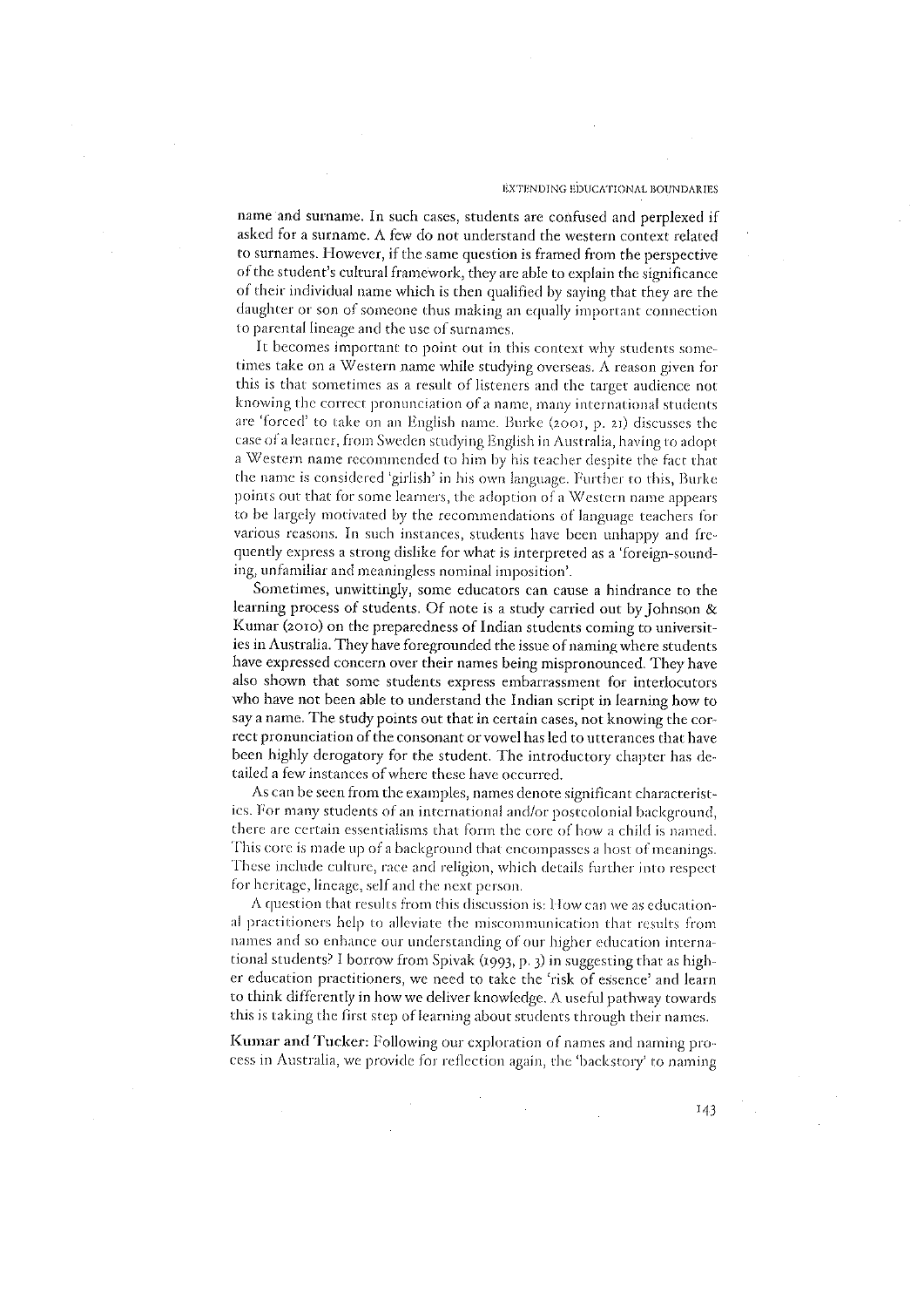name and surname. In such cases, students are confused and perplexed if asked for a surname. A few do not understand the western context related to surnames. However, if the same question is framed from the perspective of the student's cultural framework, they are able to explain the significance of their individual name which is then qualified by saying that they are the daughter or son of someone thus making an equally important connection to parental lineage and the use of surnames.

It becomes important to point out in this context why students sometimes take on a Western name while studying overseas. A reason given for this is that sometimes as a result of listeners and the target audience not knowing the correct pronunciation of a name, many international students are 'forced' to take on an English name. Burke (2001, p. 21) discusses the case of a learner, from Sweden studying English in Australia, having to adopt a Western name recommended to him by his teacher despite the fact that the name is considered 'girlish' in his own language. Further to this, Burke points out that for some learners, the adoption of a Western name appears to be largely motivated by the recommendations of language teachers for various reasons. In such instances, students have been unhappy and frequently express a strong dislike for what is interpreted as a 'foreign-sounding, unfamiliar and meaningless nominal imposition'.

Sometimes, unwittingly, some educators can cause a hindrance to the learning process of students. Of note is a study carried out by Johnson & Kumar (2010) on the preparedness of Indian students coming to universities in Australia. They have foregrounded the issue of naming where students have expressed concern over their names being mispronounced. They have also shown that some students express embarrassment for interlocutors who have not been able to understand the Indian script in learning how to say a name. The study points out that in certain cases, not knowing the correct pronunciation of the consonant or vowel has led to utterances that have been highly derogatory for the student. The introductory chapter has detailed a few instances of where these have occurred.

As can be seen from the examples, names denote significant characteristics. For many students of an international and/or postcolonial background, there are certain essentialisms that form the core of how a child is named. This core is made up of a background that encompasses a host of meanings. These include culture, race and religion, which details further into respect for heritage, lineage, self and the next person.

A question that results from this discussion is: How can we as educational practitioners help to alleviate the miscommunication that results from names and so enhance our understanding of our higher education international students? I borrow from Spivak (1993, p. 3) in suggesting that as higher education practitioners, we need to take the 'risk of essence' and learn to think differently in how we deliver knowledge. A useful pathway towards this is taking the first step of learning about students through their names.

**Kumar and Tucker:** Following our exploration of names and naming process in Australia, we provide for reflection again, the 'backstory' to naming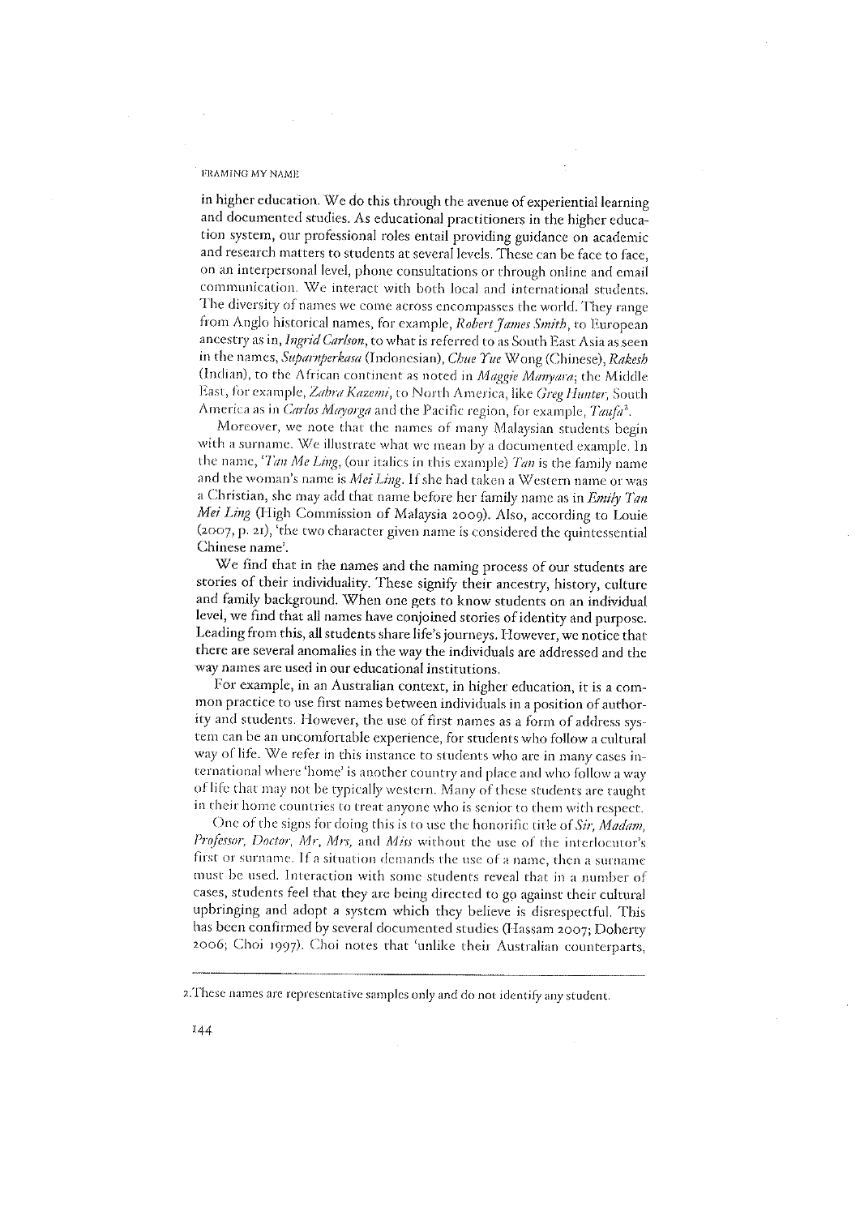in higher education. We do this through the avenue of experiential learning and documented studies. As educational practitioners in the higher education system, our professional roles entail providing guidance on academic and research matters to students at several levels. These can be face to face, on an interpersonal level, phone consultations or through online and email communication. We interact with both local and international students. The diversity of names we come across encompasses the world. They range from Anglo historical names, for example, *Robert James Smith*, to European ancestry as in, *Ingrid Carlson*, to what is referred to as South East Asia as seen in the names, *Suparnperkasa* (Indonesian), *Chue Yue* Wong (Chinese), *Rakesh* (Indian), to the African continent as noted in *Maggie Manyara*; the Middle East, for example, *Zahra Kazemi*, to North America, like *Greg Hunter*, South America as in *Carlos Mayorga* and the Pacific region, for example, *Taufa*[2].

Moreover, we note that the names of many Malaysian students begin with a surname. We illustrate what we mean by a documented example. In the name, '*Tan Me Ling*, (our italics in this example) *Tan* is the family name and the woman's name is *Mei Ling*. If she had taken a Western name or was a Christian, she may add that name before her family name as in *Emily Tan Mei Ling* (High Commission of Malaysia 2009). Also, according to Louie (2007, p. 21), 'the two character given name is considered the quintessential Chinese name'.

We find that in the names and the naming process of our students are stories of their individuality. These signify their ancestry, history, culture and family background. When one gets to know students on an individual level, we find that all names have conjoined stories of identity and purpose. Leading from this, all students share life's journeys. However, we notice that there are several anomalies in the way the individuals are addressed and the way names are used in our educational institutions.

For example, in an Australian context, in higher education, it is a common practice to use first names between individuals in a position of authority and students. However, the use of first names as a form of address system can be an uncomfortable experience, for students who follow a cultural way of life. We refer in this instance to students who are in many cases international where 'home' is another country and place and who follow a way of life that may not be typically western. Many of these students are taught in their home countries to treat anyone who is senior to them with respect.

One of the signs for doing this is to use the honorific title of *Sir*, *Madam*, *Professor*, *Doctor*, *Mr*, *Mrs*, and *Miss* without the use of the interlocutor's first or surname. If a situation demands the use of a name, then a surname must be used. Interaction with some students reveal that in a number of cases, students feel that they are being directed to go against their cultural upbringing and adopt a system which they believe is disrespectful. This has been confirmed by several documented studies (Hassam 2007; Doherty 2006; Choi 1997). Choi notes that 'unlike their Australian counterparts,

---

2. These names are representative samples only and do not identify any student.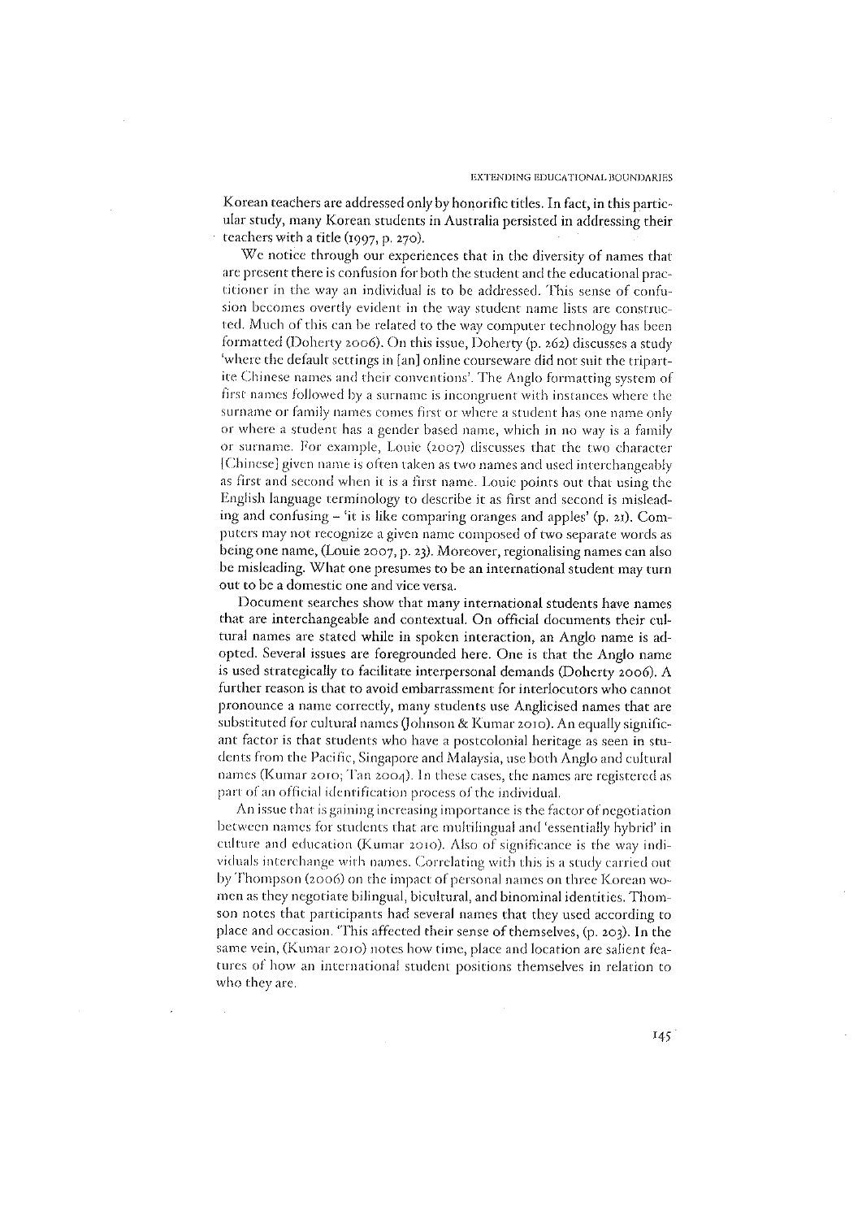Korean teachers are addressed only by honorific titles. In fact, in this particular study, many Korean students in Australia persisted in addressing their teachers with a title (1997, p. 270).

We notice through our experiences that in the diversity of names that are present there is confusion for both the student and the educational practitioner in the way an individual is to be addressed. This sense of confusion becomes overtly evident in the way student name lists are constructed. Much of this can be related to the way computer technology has been formatted (Doherty 2006). On this issue, Doherty (p. 262) discusses a study 'where the default settings in [an] online courseware did not suit the tripartite Chinese names and their conventions'. The Anglo formatting system of first names followed by a surname is incongruent with instances where the surname or family names comes first or where a student has one name only or where a student has a gender based name, which in no way is a family or surname. For example, Louie (2007) discusses that the two character [Chinese] given name is often taken as two names and used interchangeably as first and second when it is a first name. Louie points out that using the English language terminology to describe it as first and second is misleading and confusing – 'it is like comparing oranges and apples' (p. 21). Computers may not recognize a given name composed of two separate words as being one name, (Louie 2007, p. 23). Moreover, regionalising names can also be misleading. What one presumes to be an international student may turn out to be a domestic one and vice versa.

Document searches show that many international students have names that are interchangeable and contextual. On official documents their cultural names are stated while in spoken interaction, an Anglo name is adopted. Several issues are foregrounded here. One is that the Anglo name is used strategically to facilitate interpersonal demands (Doherty 2006). A further reason is that to avoid embarrassment for interlocutors who cannot pronounce a name correctly, many students use Anglicised names that are substituted for cultural names (Johnson & Kumar 2010). An equally significant factor is that students who have a postcolonial heritage as seen in students from the Pacific, Singapore and Malaysia, use both Anglo and cultural names (Kumar 2010; Tan 2004). In these cases, the names are registered as part of an official identification process of the individual.

An issue that is gaining increasing importance is the factor of negotiation between names for students that are multilingual and 'essentially hybrid' in culture and education (Kumar 2010). Also of significance is the way individuals interchange with names. Correlating with this is a study carried out by Thompson (2006) on the impact of personal names on three Korean women as they negotiate bilingual, bicultural, and binominal identities. Thomson notes that participants had several names that they used according to place and occasion. This affected their sense of themselves, (p. 203). In the same vein, (Kumar 2010) notes how time, place and location are salient features of how an international student positions themselves in relation to who they are.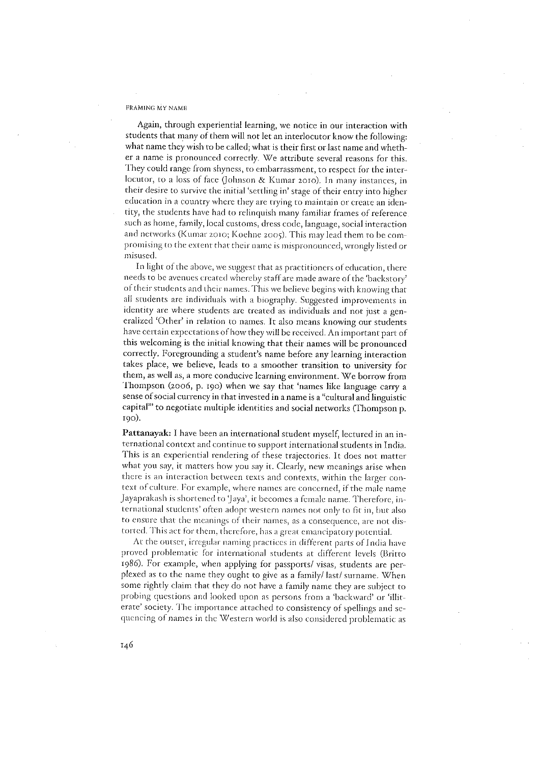Again, through experiential learning, we notice in our interaction with students that many of them will not let an interlocutor know the following: what name they wish to be called; what is their first or last name and whether a name is pronounced correctly. We attribute several reasons for this. They could range from shyness, to embarrassment, to respect for the interlocutor, to a loss of face (Johnson & Kumar 2010). In many instances, in their desire to survive the initial 'settling in' stage of their entry into higher education in a country where they are trying to maintain or create an identity, the students have had to relinquish many familiar frames of reference such as home, family, local customs, dress code, language, social interaction and networks (Kumar 2010; Koehne 2005). This may lead them to be compromising to the extent that their name is mispronounced, wrongly listed or misused.

In light of the above, we suggest that as practitioners of education, there needs to be avenues created whereby staff are made aware of the 'backstory' of their students and their names. This we believe begins with knowing that all students are individuals with a biography. Suggested improvements in identity are where students are treated as individuals and not just a generalized 'Other' in relation to names. It also means knowing our students have certain expectations of how they will be received. An important part of this welcoming is the initial knowing that their names will be pronounced correctly. Foregrounding a student's name before any learning interaction takes place, we believe, leads to a smoother transition to university for them, as well as, a more conducive learning environment. We borrow from Thompson (2006, p. 190) when we say that 'names like language carry a sense of social currency in that invested in a name is a "cultural and linguistic capital"' to negotiate multiple identities and social networks (Thompson p. 190).

**Pattanayak:** I have been an international student myself, lectured in an international context and continue to support international students in India. This is an experiential rendering of these trajectories. It does not matter what you say, it matters how you say it. Clearly, new meanings arise when there is an interaction between texts and contexts, within the larger context of culture. For example, where names are concerned, if the male name Jayaprakash is shortened to 'Jaya', it becomes a female name. Therefore, international students' often adopt western names not only to fit in, but also to ensure that the meanings of their names, as a consequence, are not distorted. This act for them, therefore, has a great emancipatory potential.

At the outset, irregular naming practices in different parts of India have proved problematic for international students at different levels (Britto 1986). For example, when applying for passports/ visas, students are perplexed as to the name they ought to give as a family/ last/ surname. When some rightly claim that they do not have a family name they are subject to probing questions and looked upon as persons from a 'backward' or 'illiterate' society. The importance attached to consistency of spellings and sequencing of names in the Western world is also considered problematic as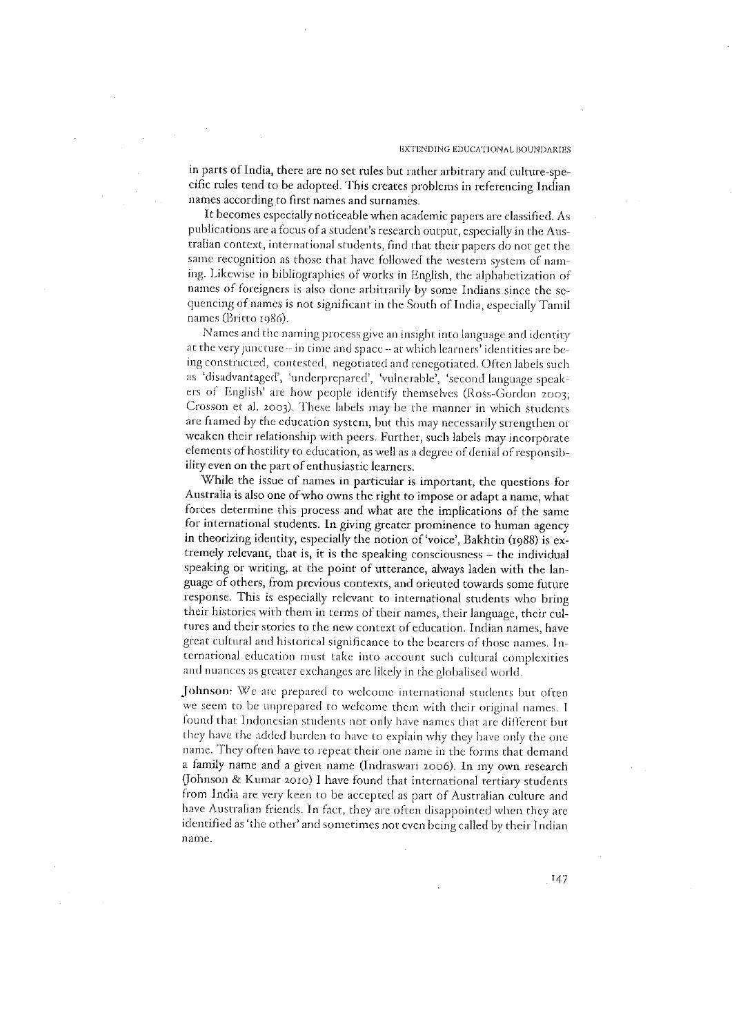in parts of India, there are no set rules but rather arbitrary and culture-specific rules tend to be adopted. This creates problems in referencing Indian names according to first names and surnames.

It becomes especially noticeable when academic papers are classified. As publications are a focus of a student's research output, especially in the Australian context, international students, find that their papers do not get the same recognition as those that have followed the western system of naming. Likewise in bibliographies of works in English, the alphabetization of names of foreigners is also done arbitrarily by some Indians since the sequencing of names is not significant in the South of India, especially Tamil names (Britto 1986).

Names and the naming process give an insight into language and identity at the very juncture – in time and space – at which learners' identities are being constructed, contested, negotiated and renegotiated. Often labels such as 'disadvantaged', 'underprepared', 'vulnerable', 'second language speakers of English' are how people identify themselves (Ross-Gordon 2003; Crosson et al. 2003). These labels may be the manner in which students are framed by the education system, but this may necessarily strengthen or weaken their relationship with peers. Further, such labels may incorporate elements of hostility to education, as well as a degree of denial of responsibility even on the part of enthusiastic learners.

While the issue of names in particular is important, the questions for Australia is also one of who owns the right to impose or adapt a name, what forces determine this process and what are the implications of the same for international students. In giving greater prominence to human agency in theorizing identity, especially the notion of 'voice', Bakhtin (1988) is extremely relevant, that is, it is the speaking consciousness – the individual speaking or writing, at the point of utterance, always laden with the language of others, from previous contexts, and oriented towards some future response. This is especially relevant to international students who bring their histories with them in terms of their names, their language, their cultures and their stories to the new context of education. Indian names, have great cultural and historical significance to the bearers of those names. International education must take into account such cultural complexities and nuances as greater exchanges are likely in the globalised world.

**Johnson:** We are prepared to welcome international students but often we seem to be unprepared to welcome them with their original names. I found that Indonesian students not only have names that are different but they have the added burden to have to explain why they have only the one name. They often have to repeat their one name in the forms that demand a family name and a given name (Indraswari 2006). In my own research (Johnson & Kumar 2010) I have found that international tertiary students from India are very keen to be accepted as part of Australian culture and have Australian friends. In fact, they are often disappointed when they are identified as 'the other' and sometimes not even being called by their Indian name.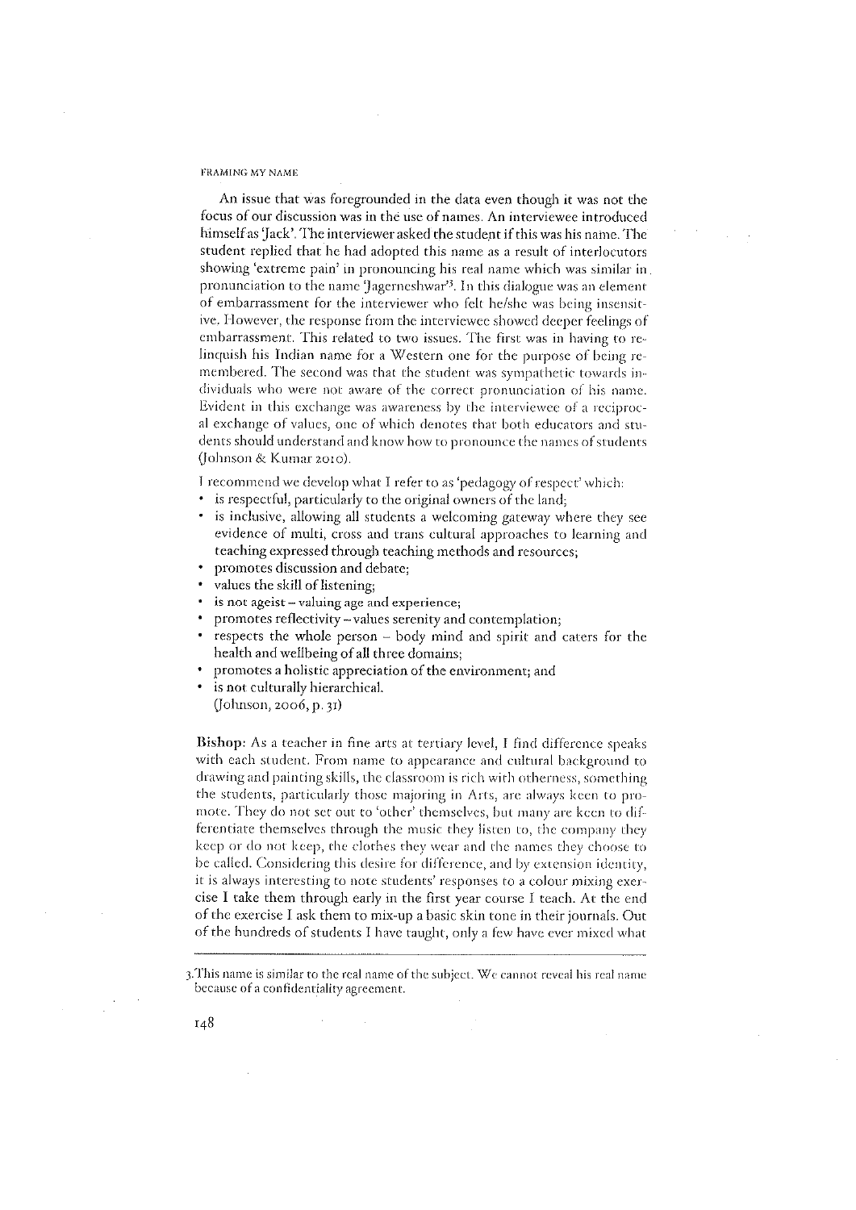An issue that was foregrounded in the data even though it was not the focus of our discussion was in the use of names. An interviewee introduced himself as 'Jack'. The interviewer asked the student if this was his name. The student replied that he had adopted this name as a result of interlocutors showing 'extreme pain' in pronouncing his real name which was similar in pronunciation to the name 'Jagerneshwar'[3]. In this dialogue was an element of embarrassment for the interviewer who felt he/she was being insensitive. However, the response from the interviewee showed deeper feelings of embarrassment. This related to two issues. The first was in having to relinquish his Indian name for a Western one for the purpose of being remembered. The second was that the student was sympathetic towards individuals who were not aware of the correct pronunciation of his name. Evident in this exchange was awareness by the interviewee of a reciprocal exchange of values, one of which denotes that both educators and students should understand and know how to pronounce the names of students (Johnson & Kumar 2010).

I recommend we develop what I refer to as 'pedagogy of respect' which:

- is respectful, particularly to the original owners of the land;
- is inclusive, allowing all students a welcoming gateway where they see evidence of multi, cross and trans cultural approaches to learning and teaching expressed through teaching methods and resources;
- promotes discussion and debate;
- values the skill of listening;
- is not ageist – valuing age and experience;
- promotes reflectivity – values serenity and contemplation;
- respects the whole person – body mind and spirit and caters for the health and wellbeing of all three domains;
- promotes a holistic appreciation of the environment; and
- is not culturally hierarchical.

(Johnson, 2006, p. 31)

**Bishop:** As a teacher in fine arts at tertiary level, I find difference speaks with each student. From name to appearance and cultural background to drawing and painting skills, the classroom is rich with otherness, something the students, particularly those majoring in Arts, are always keen to promote. They do not set out to 'other' themselves, but many are keen to differentiate themselves through the music they listen to, the company they keep or do not keep, the clothes they wear and the names they choose to be called. Considering this desire for difference, and by extension identity, it is always interesting to note students' responses to a colour mixing exercise I take them through early in the first year course I teach. At the end of the exercise I ask them to mix-up a basic skin tone in their journals. Out of the hundreds of students I have taught, only a few have ever mixed what

---

3. This name is similar to the real name of the subject. We cannot reveal his real name because of a confidentiality agreement.